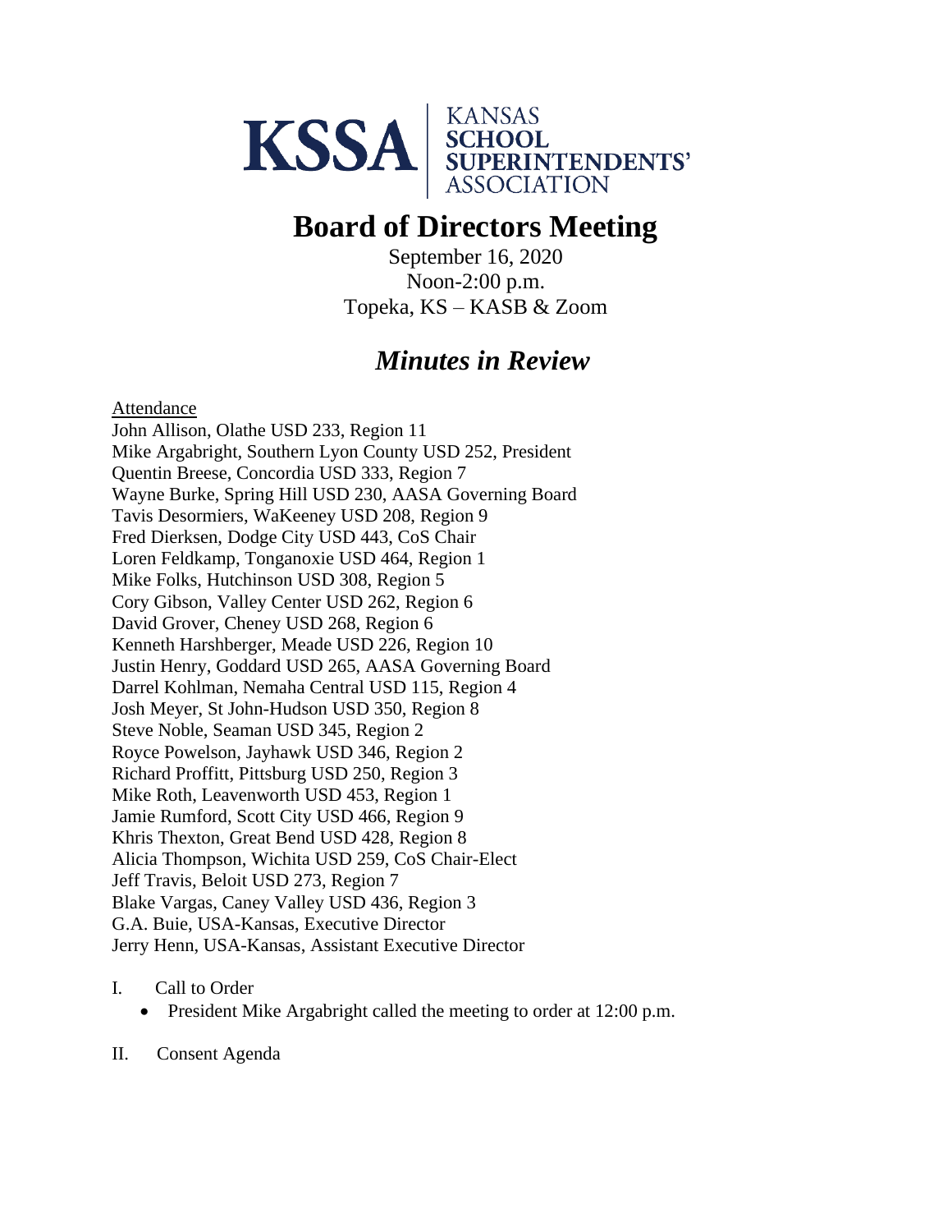KSSA | KANSAS SCHOOL SUPERINTENDENTS' ASSOCIATION

# Board of Directors Meeting

September 16, 2020
Noon-2:00 p.m.
Topeka, KS – KASB & Zoom

## *Minutes in Review*

Attendance

John Allison, Olathe USD 233, Region 11
Mike Argabright, Southern Lyon County USD 252, President
Quentin Breese, Concordia USD 333, Region 7
Wayne Burke, Spring Hill USD 230, AASA Governing Board
Tavis Desormiers, WaKeeney USD 208, Region 9
Fred Dierksen, Dodge City USD 443, CoS Chair
Loren Feldkamp, Tonganoxie USD 464, Region 1
Mike Folks, Hutchinson USD 308, Region 5
Cory Gibson, Valley Center USD 262, Region 6
David Grover, Cheney USD 268, Region 6
Kenneth Harshberger, Meade USD 226, Region 10
Justin Henry, Goddard USD 265, AASA Governing Board
Darrel Kohlman, Nemaha Central USD 115, Region 4
Josh Meyer, St John-Hudson USD 350, Region 8
Steve Noble, Seaman USD 345, Region 2
Royce Powelson, Jayhawk USD 346, Region 2
Richard Proffitt, Pittsburg USD 250, Region 3
Mike Roth, Leavenworth USD 453, Region 1
Jamie Rumford, Scott City USD 466, Region 9
Khris Thexton, Great Bend USD 428, Region 8
Alicia Thompson, Wichita USD 259, CoS Chair-Elect
Jeff Travis, Beloit USD 273, Region 7
Blake Vargas, Caney Valley USD 436, Region 3
G.A. Buie, USA-Kansas, Executive Director
Jerry Henn, USA-Kansas, Assistant Executive Director

I. Call to Order
   - President Mike Argabright called the meeting to order at 12:00 p.m.

II. Consent Agenda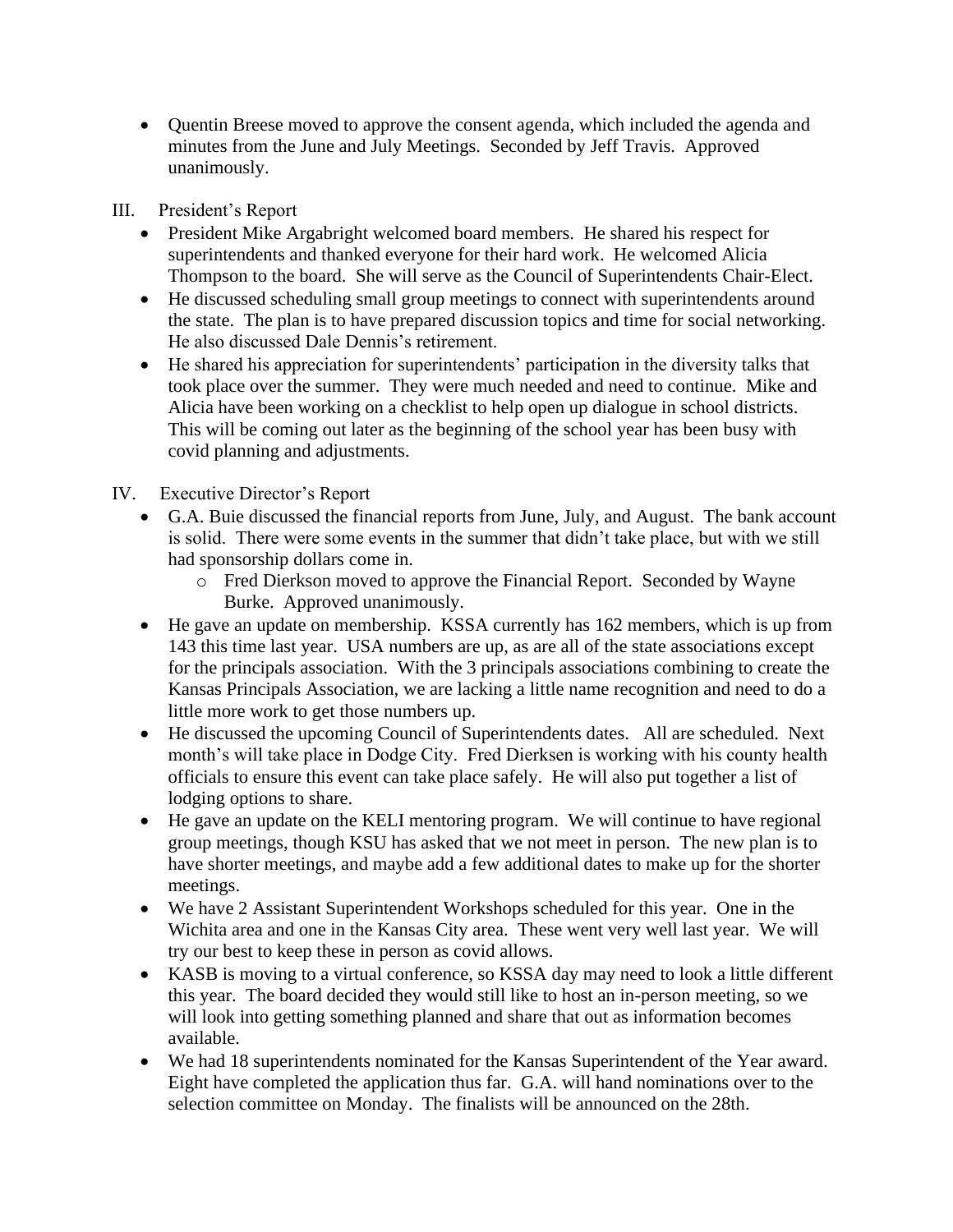- Quentin Breese moved to approve the consent agenda, which included the agenda and minutes from the June and July Meetings. Seconded by Jeff Travis. Approved unanimously.

III. President's Report

- President Mike Argabright welcomed board members. He shared his respect for superintendents and thanked everyone for their hard work. He welcomed Alicia Thompson to the board. She will serve as the Council of Superintendents Chair-Elect.
- He discussed scheduling small group meetings to connect with superintendents around the state. The plan is to have prepared discussion topics and time for social networking. He also discussed Dale Dennis's retirement.
- He shared his appreciation for superintendents' participation in the diversity talks that took place over the summer. They were much needed and need to continue. Mike and Alicia have been working on a checklist to help open up dialogue in school districts. This will be coming out later as the beginning of the school year has been busy with covid planning and adjustments.

IV. Executive Director's Report

- G.A. Buie discussed the financial reports from June, July, and August. The bank account is solid. There were some events in the summer that didn't take place, but with we still had sponsorship dollars come in.
  - Fred Dierkson moved to approve the Financial Report. Seconded by Wayne Burke. Approved unanimously.
- He gave an update on membership. KSSA currently has 162 members, which is up from 143 this time last year. USA numbers are up, as are all of the state associations except for the principals association. With the 3 principals associations combining to create the Kansas Principals Association, we are lacking a little name recognition and need to do a little more work to get those numbers up.
- He discussed the upcoming Council of Superintendents dates. All are scheduled. Next month's will take place in Dodge City. Fred Dierksen is working with his county health officials to ensure this event can take place safely. He will also put together a list of lodging options to share.
- He gave an update on the KELI mentoring program. We will continue to have regional group meetings, though KSU has asked that we not meet in person. The new plan is to have shorter meetings, and maybe add a few additional dates to make up for the shorter meetings.
- We have 2 Assistant Superintendent Workshops scheduled for this year. One in the Wichita area and one in the Kansas City area. These went very well last year. We will try our best to keep these in person as covid allows.
- KASB is moving to a virtual conference, so KSSA day may need to look a little different this year. The board decided they would still like to host an in-person meeting, so we will look into getting something planned and share that out as information becomes available.
- We had 18 superintendents nominated for the Kansas Superintendent of the Year award. Eight have completed the application thus far. G.A. will hand nominations over to the selection committee on Monday. The finalists will be announced on the 28th.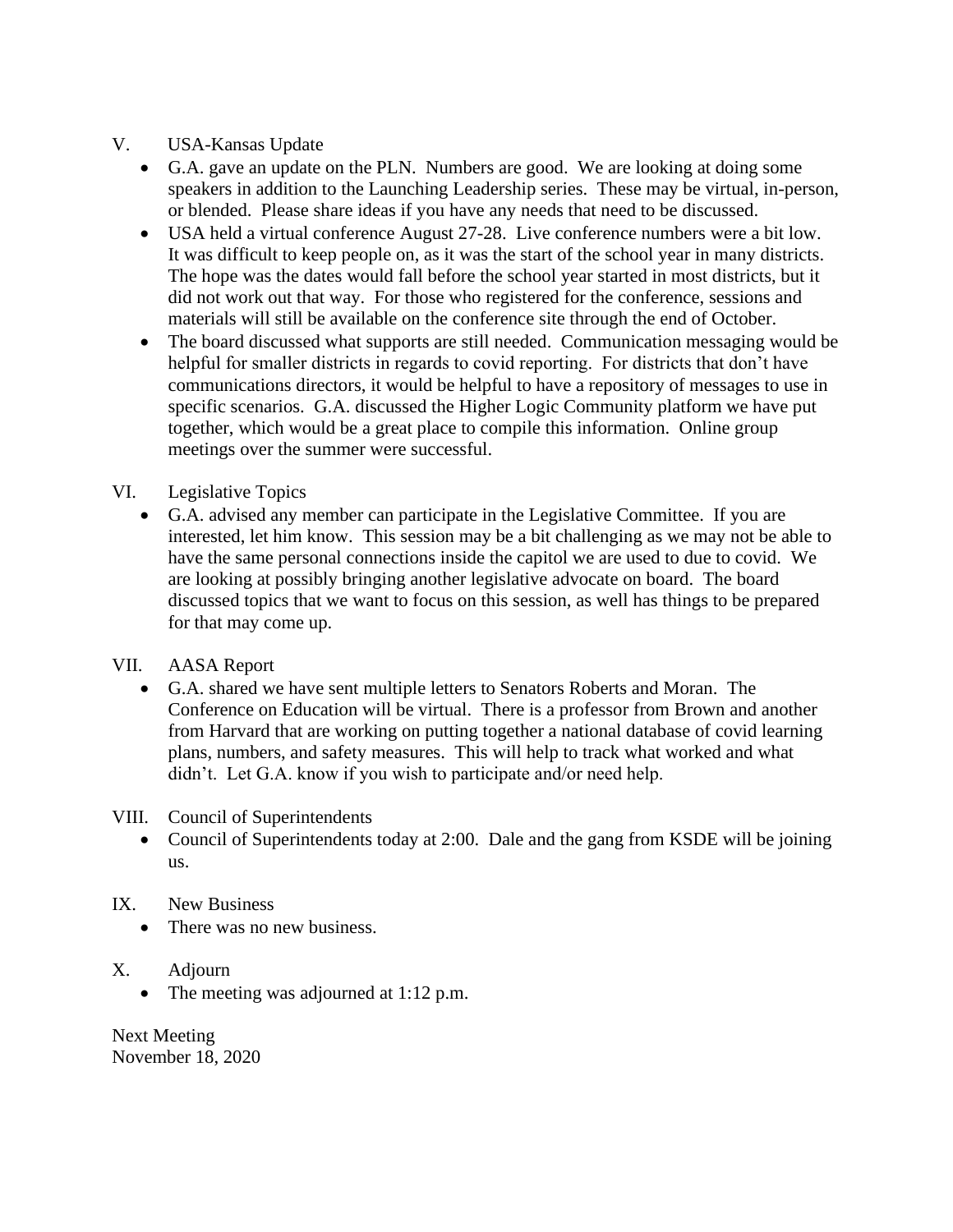V. USA-Kansas Update

- G.A. gave an update on the PLN. Numbers are good. We are looking at doing some speakers in addition to the Launching Leadership series. These may be virtual, in-person, or blended. Please share ideas if you have any needs that need to be discussed.
- USA held a virtual conference August 27-28. Live conference numbers were a bit low. It was difficult to keep people on, as it was the start of the school year in many districts. The hope was the dates would fall before the school year started in most districts, but it did not work out that way. For those who registered for the conference, sessions and materials will still be available on the conference site through the end of October.
- The board discussed what supports are still needed. Communication messaging would be helpful for smaller districts in regards to covid reporting. For districts that don't have communications directors, it would be helpful to have a repository of messages to use in specific scenarios. G.A. discussed the Higher Logic Community platform we have put together, which would be a great place to compile this information. Online group meetings over the summer were successful.

VI. Legislative Topics

- G.A. advised any member can participate in the Legislative Committee. If you are interested, let him know. This session may be a bit challenging as we may not be able to have the same personal connections inside the capitol we are used to due to covid. We are looking at possibly bringing another legislative advocate on board. The board discussed topics that we want to focus on this session, as well has things to be prepared for that may come up.

VII. AASA Report

- G.A. shared we have sent multiple letters to Senators Roberts and Moran. The Conference on Education will be virtual. There is a professor from Brown and another from Harvard that are working on putting together a national database of covid learning plans, numbers, and safety measures. This will help to track what worked and what didn't. Let G.A. know if you wish to participate and/or need help.

VIII. Council of Superintendents

- Council of Superintendents today at 2:00. Dale and the gang from KSDE will be joining us.

IX. New Business

- There was no new business.

X. Adjourn

- The meeting was adjourned at 1:12 p.m.

Next Meeting
November 18, 2020